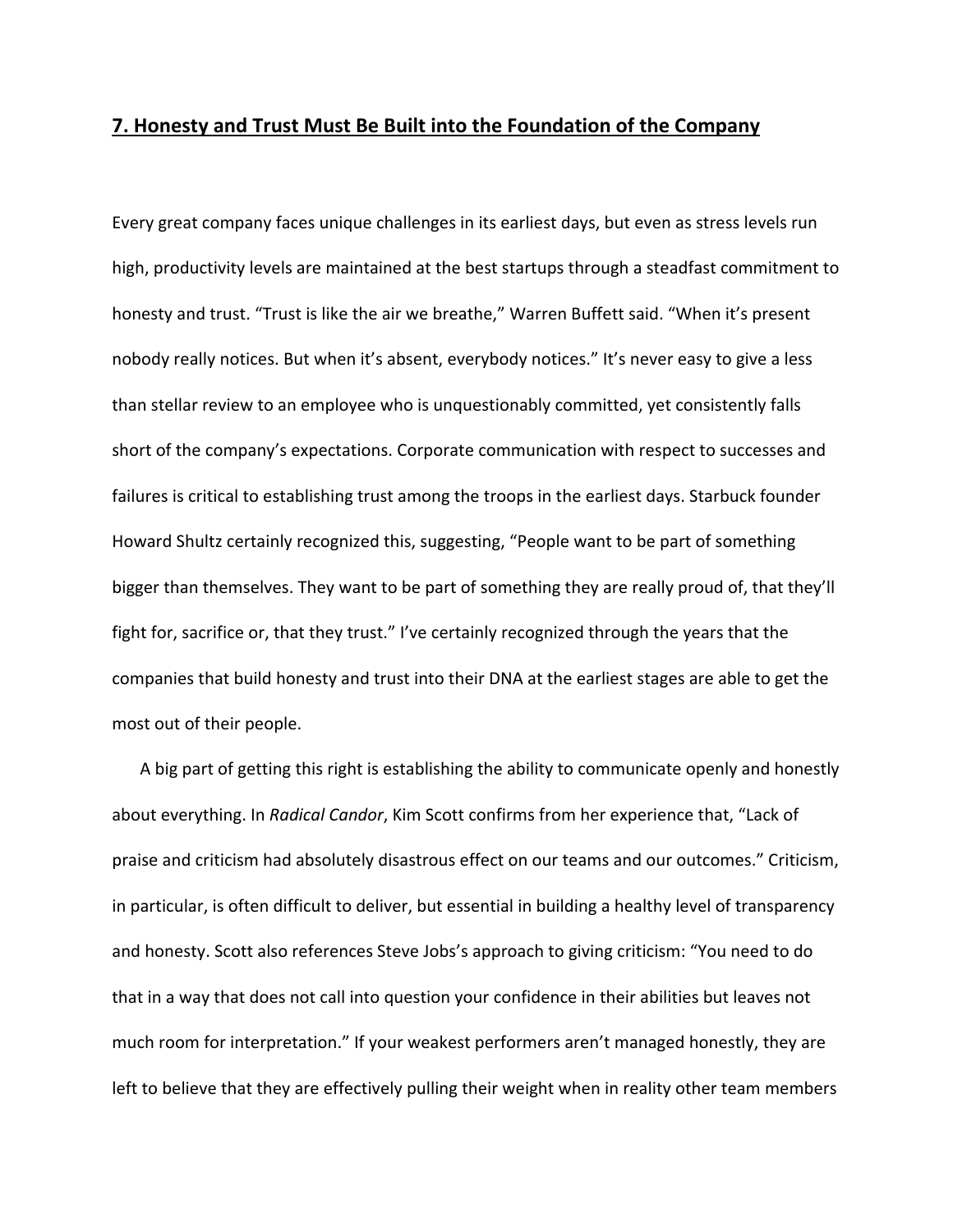## 7. Honesty and Trust Must Be Built into the Foundation of the Company

Every great company faces unique challenges in its earliest days, but even as stress levels run high, productivity levels are maintained at the best startups through a steadfast commitment to honesty and trust. "Trust is like the air we breathe," Warren Buffett said. "When it's present nobody really notices. But when it's absent, everybody notices." It's never easy to give a less than stellar review to an employee who is unquestionably committed, yet consistently falls short of the company's expectations. Corporate communication with respect to successes and failures is critical to establishing trust among the troops in the earliest days. Starbuck founder Howard Shultz certainly recognized this, suggesting, "People want to be part of something bigger than themselves. They want to be part of something they are really proud of, that they'll fight for, sacrifice or, that they trust." I've certainly recognized through the years that the companies that build honesty and trust into their DNA at the earliest stages are able to get the most out of their people.

A big part of getting this right is establishing the ability to communicate openly and honestly about everything. In *Radical Candor*, Kim Scott confirms from her experience that, "Lack of praise and criticism had absolutely disastrous effect on our teams and our outcomes." Criticism, in particular, is often difficult to deliver, but essential in building a healthy level of transparency and honesty. Scott also references Steve Jobs's approach to giving criticism: "You need to do that in a way that does not call into question your confidence in their abilities but leaves not much room for interpretation." If your weakest performers aren't managed honestly, they are left to believe that they are effectively pulling their weight when in reality other team members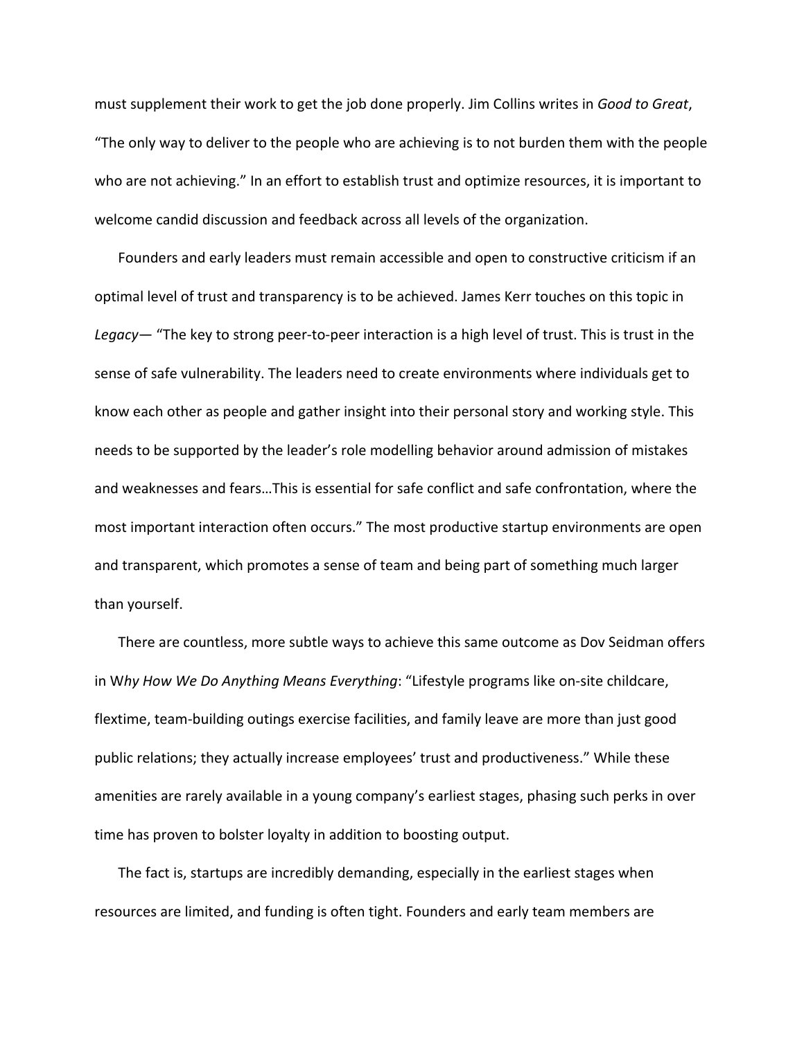must supplement their work to get the job done properly. Jim Collins writes in *Good to Great*, “The only way to deliver to the people who are achieving is to not burden them with the people who are not achieving.” In an effort to establish trust and optimize resources, it is important to welcome candid discussion and feedback across all levels of the organization.

Founders and early leaders must remain accessible and open to constructive criticism if an optimal level of trust and transparency is to be achieved. James Kerr touches on this topic in *Legacy*— “The key to strong peer-to-peer interaction is a high level of trust. This is trust in the sense of safe vulnerability. The leaders need to create environments where individuals get to know each other as people and gather insight into their personal story and working style. This needs to be supported by the leader’s role modelling behavior around admission of mistakes and weaknesses and fears…This is essential for safe conflict and safe confrontation, where the most important interaction often occurs.” The most productive startup environments are open and transparent, which promotes a sense of team and being part of something much larger than yourself.

There are countless, more subtle ways to achieve this same outcome as Dov Seidman offers in W*hy How We Do Anything Means Everything*: “Lifestyle programs like on-site childcare, flextime, team-building outings exercise facilities, and family leave are more than just good public relations; they actually increase employees’ trust and productiveness.” While these amenities are rarely available in a young company’s earliest stages, phasing such perks in over time has proven to bolster loyalty in addition to boosting output.

The fact is, startups are incredibly demanding, especially in the earliest stages when resources are limited, and funding is often tight. Founders and early team members are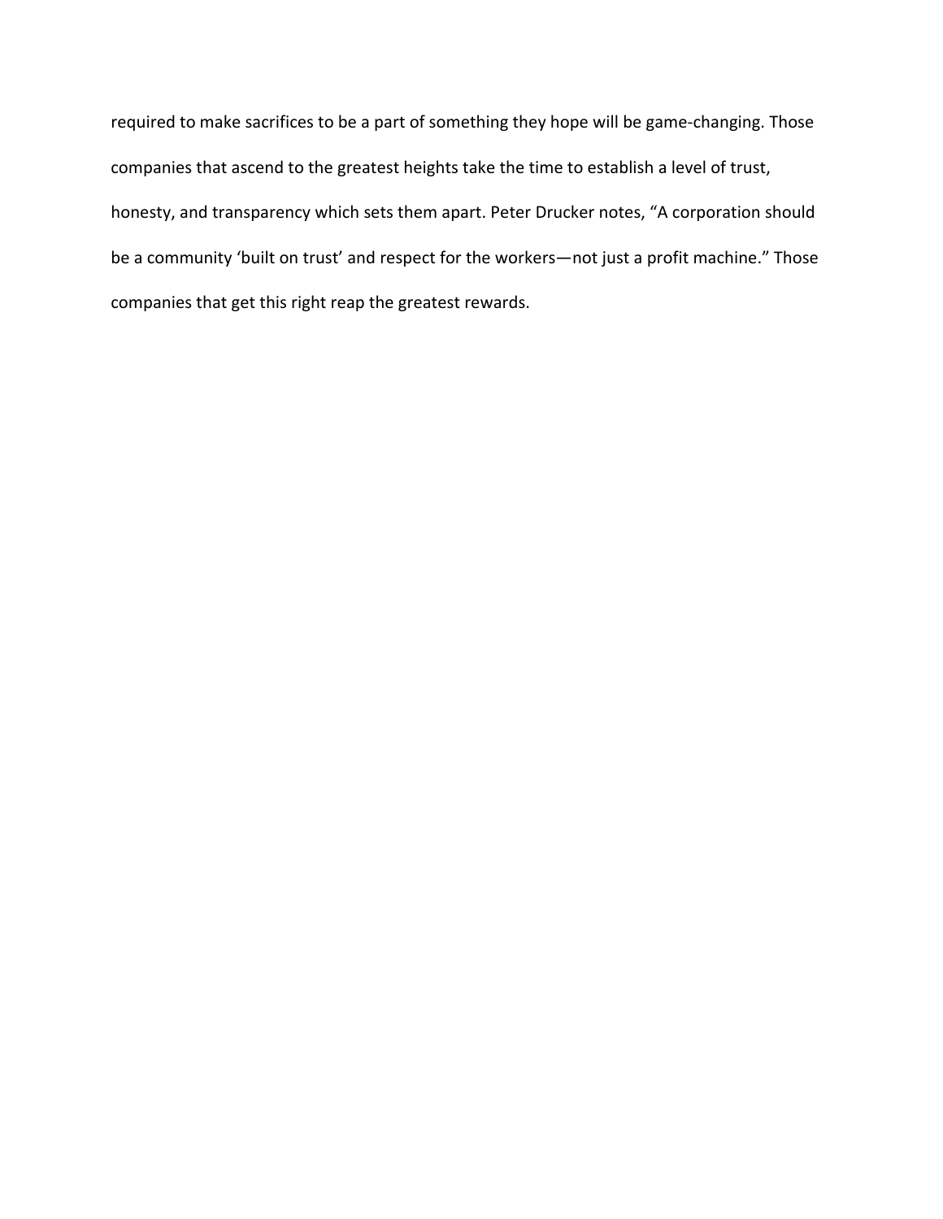required to make sacrifices to be a part of something they hope will be game-changing. Those companies that ascend to the greatest heights take the time to establish a level of trust, honesty, and transparency which sets them apart. Peter Drucker notes, “A corporation should be a community ‘built on trust’ and respect for the workers—not just a profit machine.” Those companies that get this right reap the greatest rewards.